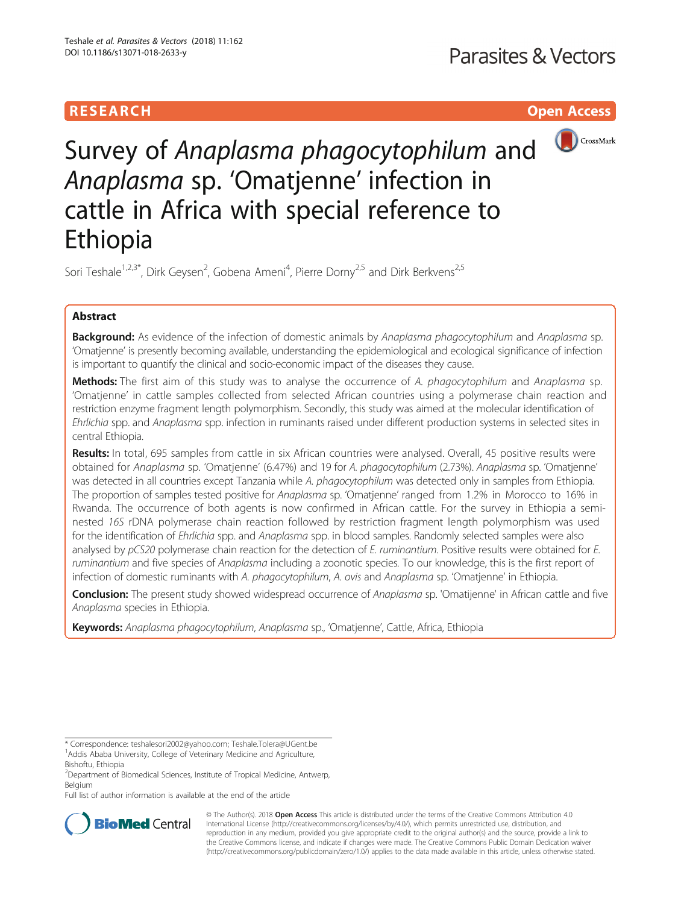RESEARCH

Open Access

# Survey of *Anaplasma phagocytophilum* and *Anaplasma* sp. 'Omatjenne' infection in cattle in Africa with special reference to Ethiopia

Sori Teshale[1,2,3*], Dirk Geysen[2], Gobena Ameni[4], Pierre Dorny[2,5] and Dirk Berkvens[2,5]

## Abstract

**Background:** As evidence of the infection of domestic animals by *Anaplasma phagocytophilum* and *Anaplasma* sp. 'Omatjenne' is presently becoming available, understanding the epidemiological and ecological significance of infection is important to quantify the clinical and socio-economic impact of the diseases they cause.

**Methods:** The first aim of this study was to analyse the occurrence of *A. phagocytophilum* and *Anaplasma* sp. 'Omatjenne' in cattle samples collected from selected African countries using a polymerase chain reaction and restriction enzyme fragment length polymorphism. Secondly, this study was aimed at the molecular identification of *Ehrlichia* spp. and *Anaplasma* spp. infection in ruminants raised under different production systems in selected sites in central Ethiopia.

**Results:** In total, 695 samples from cattle in six African countries were analysed. Overall, 45 positive results were obtained for *Anaplasma* sp. 'Omatjenne' (6.47%) and 19 for *A. phagocytophilum* (2.73%). *Anaplasma* sp. 'Omatjenne' was detected in all countries except Tanzania while *A. phagocytophilum* was detected only in samples from Ethiopia. The proportion of samples tested positive for *Anaplasma* sp. 'Omatjenne' ranged from 1.2% in Morocco to 16% in Rwanda. The occurrence of both agents is now confirmed in African cattle. For the survey in Ethiopia a semi-nested *16S* rDNA polymerase chain reaction followed by restriction fragment length polymorphism was used for the identification of *Ehrlichia* spp. and *Anaplasma* spp. in blood samples. Randomly selected samples were also analysed by *pCS20* polymerase chain reaction for the detection of *E. ruminantium*. Positive results were obtained for *E. ruminantium* and five species of *Anaplasma* including a zoonotic species. To our knowledge, this is the first report of infection of domestic ruminants with *A. phagocytophilum*, *A. ovis* and *Anaplasma* sp. 'Omatjenne' in Ethiopia.

**Conclusion:** The present study showed widespread occurrence of *Anaplasma* sp. 'Omatijenne' in African cattle and five *Anaplasma* species in Ethiopia.

**Keywords:** *Anaplasma phagocytophilum*, *Anaplasma* sp., 'Omatjenne', Cattle, Africa, Ethiopia

---

\* Correspondence: teshalesori2002@yahoo.com; Teshale.Tolera@UGent.be
[1]Addis Ababa University, College of Veterinary Medicine and Agriculture, Bishoftu, Ethiopia
[2]Department of Biomedical Sciences, Institute of Tropical Medicine, Antwerp, Belgium
Full list of author information is available at the end of the article

© The Author(s). 2018 **Open Access** This article is distributed under the terms of the Creative Commons Attribution 4.0 International License (http://creativecommons.org/licenses/by/4.0/), which permits unrestricted use, distribution, and reproduction in any medium, provided you give appropriate credit to the original author(s) and the source, provide a link to the Creative Commons license, and indicate if changes were made. The Creative Commons Public Domain Dedication waiver (http://creativecommons.org/publicdomain/zero/1.0/) applies to the data made available in this article, unless otherwise stated.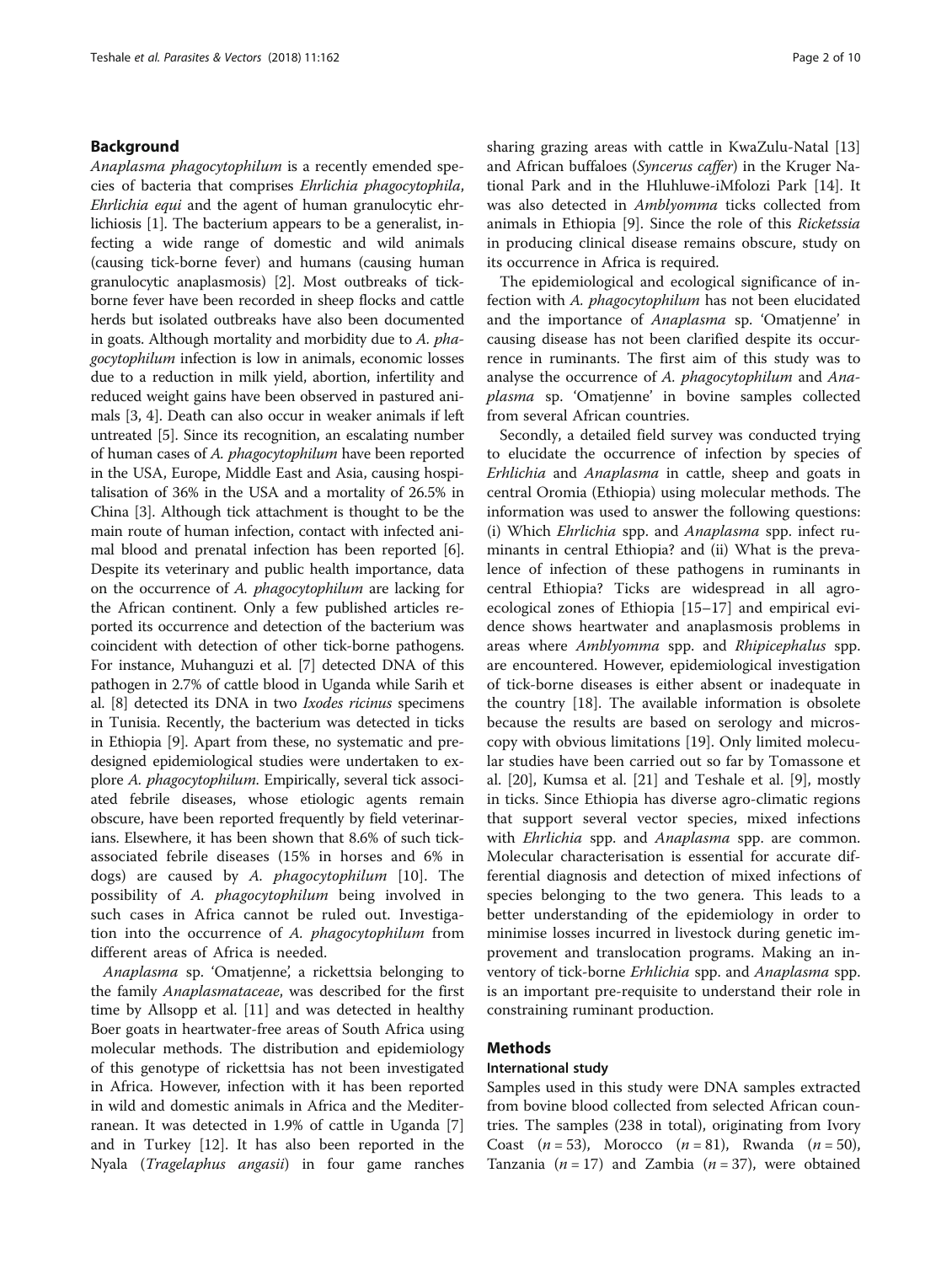## Background

*Anaplasma phagocytophilum* is a recently emended species of bacteria that comprises *Ehrlichia phagocytophila*, *Ehrlichia equi* and the agent of human granulocytic ehrlichiosis [1]. The bacterium appears to be a generalist, infecting a wide range of domestic and wild animals (causing tick-borne fever) and humans (causing human granulocytic anaplasmosis) [2]. Most outbreaks of tick-borne fever have been recorded in sheep flocks and cattle herds but isolated outbreaks have also been documented in goats. Although mortality and morbidity due to *A. phagocytophilum* infection is low in animals, economic losses due to a reduction in milk yield, abortion, infertility and reduced weight gains have been observed in pastured animals [3, 4]. Death can also occur in weaker animals if left untreated [5]. Since its recognition, an escalating number of human cases of *A. phagocytophilum* have been reported in the USA, Europe, Middle East and Asia, causing hospitalisation of 36% in the USA and a mortality of 26.5% in China [3]. Although tick attachment is thought to be the main route of human infection, contact with infected animal blood and prenatal infection has been reported [6]. Despite its veterinary and public health importance, data on the occurrence of *A. phagocytophilum* are lacking for the African continent. Only a few published articles reported its occurrence and detection of the bacterium was coincident with detection of other tick-borne pathogens. For instance, Muhanguzi et al. [7] detected DNA of this pathogen in 2.7% of cattle blood in Uganda while Sarih et al. [8] detected its DNA in two *Ixodes ricinus* specimens in Tunisia. Recently, the bacterium was detected in ticks in Ethiopia [9]. Apart from these, no systematic and predesigned epidemiological studies were undertaken to explore *A. phagocytophilum*. Empirically, several tick associated febrile diseases, whose etiologic agents remain obscure, have been reported frequently by field veterinarians. Elsewhere, it has been shown that 8.6% of such tick-associated febrile diseases (15% in horses and 6% in dogs) are caused by *A. phagocytophilum* [10]. The possibility of *A. phagocytophilum* being involved in such cases in Africa cannot be ruled out. Investigation into the occurrence of *A. phagocytophilum* from different areas of Africa is needed.

*Anaplasma* sp. 'Omatjenne', a rickettsia belonging to the family *Anaplasmataceae*, was described for the first time by Allsopp et al. [11] and was detected in healthy Boer goats in heartwater-free areas of South Africa using molecular methods. The distribution and epidemiology of this genotype of rickettsia has not been investigated in Africa. However, infection with it has been reported in wild and domestic animals in Africa and the Mediterranean. It was detected in 1.9% of cattle in Uganda [7] and in Turkey [12]. It has also been reported in the Nyala (*Tragelaphus angasii*) in four game ranches sharing grazing areas with cattle in KwaZulu-Natal [13] and African buffaloes (*Syncerus caffer*) in the Kruger National Park and in the Hluhluwe-iMfolozi Park [14]. It was also detected in *Amblyomma* ticks collected from animals in Ethiopia [9]. Since the role of this *Ricketssia* in producing clinical disease remains obscure, study on its occurrence in Africa is required.

The epidemiological and ecological significance of infection with *A. phagocytophilum* has not been elucidated and the importance of *Anaplasma* sp. 'Omatjenne' in causing disease has not been clarified despite its occurrence in ruminants. The first aim of this study was to analyse the occurrence of *A. phagocytophilum* and *Anaplasma* sp. 'Omatjenne' in bovine samples collected from several African countries.

Secondly, a detailed field survey was conducted trying to elucidate the occurrence of infection by species of *Erhlichia* and *Anaplasma* in cattle, sheep and goats in central Oromia (Ethiopia) using molecular methods. The information was used to answer the following questions: (i) Which *Ehrlichia* spp. and *Anaplasma* spp. infect ruminants in central Ethiopia? and (ii) What is the prevalence of infection of these pathogens in ruminants in central Ethiopia? Ticks are widespread in all agro-ecological zones of Ethiopia [15–17] and empirical evidence shows heartwater and anaplasmosis problems in areas where *Amblyomma* spp. and *Rhipicephalus* spp. are encountered. However, epidemiological investigation of tick-borne diseases is either absent or inadequate in the country [18]. The available information is obsolete because the results are based on serology and microscopy with obvious limitations [19]. Only limited molecular studies have been carried out so far by Tomassone et al. [20], Kumsa et al. [21] and Teshale et al. [9], mostly in ticks. Since Ethiopia has diverse agro-climatic regions that support several vector species, mixed infections with *Ehrlichia* spp. and *Anaplasma* spp. are common. Molecular characterisation is essential for accurate differential diagnosis and detection of mixed infections of species belonging to the two genera. This leads to a better understanding of the epidemiology in order to minimise losses incurred in livestock during genetic improvement and translocation programs. Making an inventory of tick-borne *Erhlichia* spp. and *Anaplasma* spp. is an important pre-requisite to understand their role in constraining ruminant production.

## Methods

### International study

Samples used in this study were DNA samples extracted from bovine blood collected from selected African countries. The samples (238 in total), originating from Ivory Coast ($n = 53$), Morocco ($n = 81$), Rwanda ($n = 50$), Tanzania ($n = 17$) and Zambia ($n = 37$), were obtained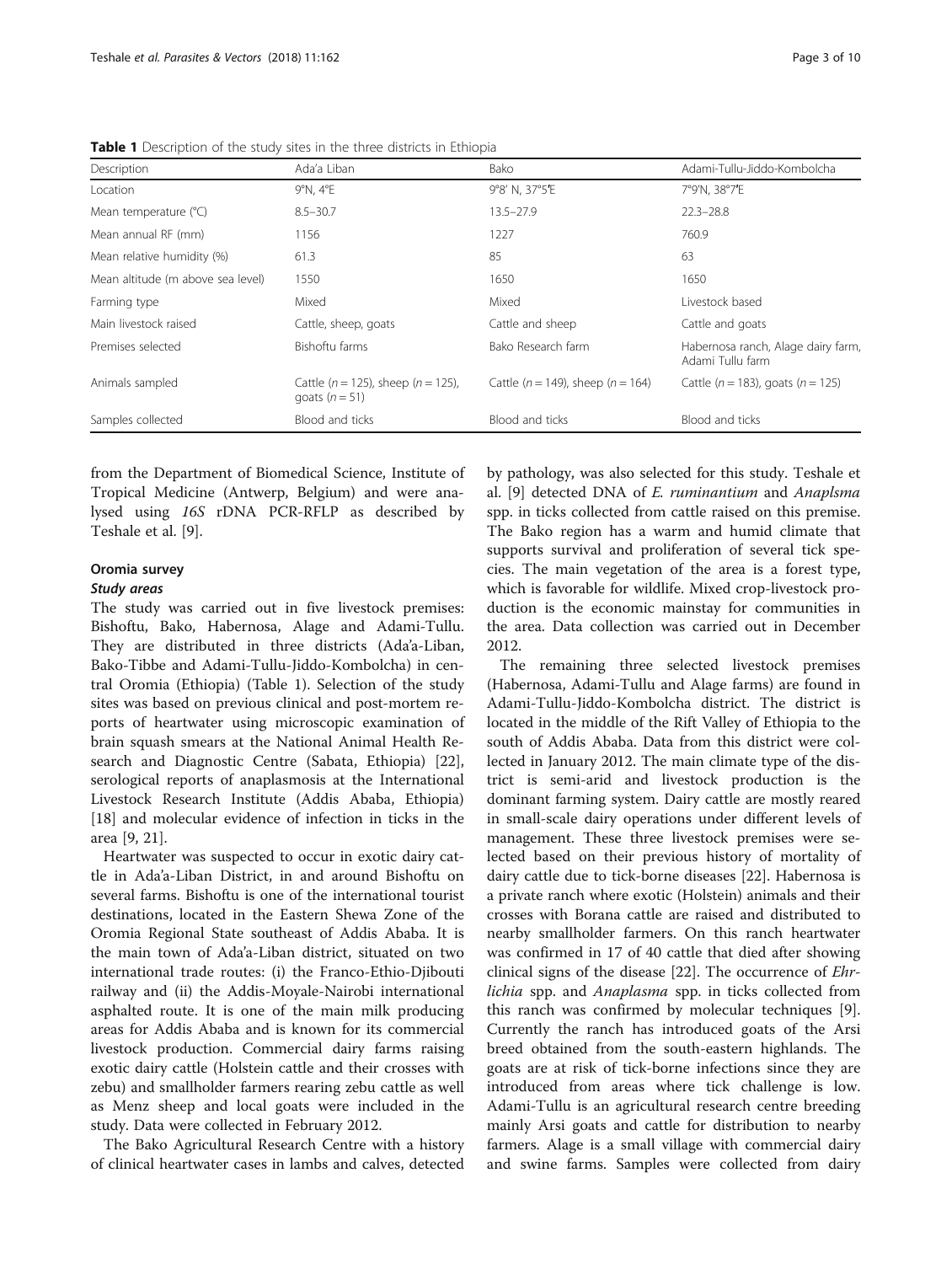**Table 1** Description of the study sites in the three districts in Ethiopia

| Description | Ada'a Liban | Bako | Adami-Tullu-Jiddo-Kombolcha |
|---|---|---|---|
| Location | 9°N, 4°E | 9°8′ N, 37°5′E | 7°9′N, 38°7′E |
| Mean temperature (°C) | 8.5–30.7 | 13.5–27.9 | 22.3–28.8 |
| Mean annual RF (mm) | 1156 | 1227 | 760.9 |
| Mean relative humidity (%) | 61.3 | 85 | 63 |
| Mean altitude (m above sea level) | 1550 | 1650 | 1650 |
| Farming type | Mixed | Mixed | Livestock based |
| Main livestock raised | Cattle, sheep, goats | Cattle and sheep | Cattle and goats |
| Premises selected | Bishoftu farms | Bako Research farm | Habernosa ranch, Alage dairy farm, Adami Tullu farm |
| Animals sampled | Cattle ($n = 125$), sheep ($n = 125$), goats ($n = 51$) | Cattle ($n = 149$), sheep ($n = 164$) | Cattle ($n = 183$), goats ($n = 125$) |
| Samples collected | Blood and ticks | Blood and ticks | Blood and ticks |

from the Department of Biomedical Science, Institute of Tropical Medicine (Antwerp, Belgium) and were analysed using *16S* rDNA PCR-RFLP as described by Teshale et al. [9].

## Oromia survey

### Study areas

The study was carried out in five livestock premises: Bishoftu, Bako, Habernosa, Alage and Adami-Tullu. They are distributed in three districts (Ada'a-Liban, Bako-Tibbe and Adami-Tullu-Jiddo-Kombolcha) in central Oromia (Ethiopia) (Table 1). Selection of the study sites was based on previous clinical and post-mortem reports of heartwater using microscopic examination of brain squash smears at the National Animal Health Research and Diagnostic Centre (Sabata, Ethiopia) [22], serological reports of anaplasmosis at the International Livestock Research Institute (Addis Ababa, Ethiopia) [18] and molecular evidence of infection in ticks in the area [9, 21].

Heartwater was suspected to occur in exotic dairy cattle in Ada'a-Liban District, in and around Bishoftu on several farms. Bishoftu is one of the international tourist destinations, located in the Eastern Shewa Zone of the Oromia Regional State southeast of Addis Ababa. It is the main town of Ada'a-Liban district, situated on two international trade routes: (i) the Franco-Ethio-Djibouti railway and (ii) the Addis-Moyale-Nairobi international asphalted route. It is one of the main milk producing areas for Addis Ababa and is known for its commercial livestock production. Commercial dairy farms raising exotic dairy cattle (Holstein cattle and their crosses with zebu) and smallholder farmers rearing zebu cattle as well as Menz sheep and local goats were included in the study. Data were collected in February 2012.

The Bako Agricultural Research Centre with a history of clinical heartwater cases in lambs and calves, detected by pathology, was also selected for this study. Teshale et al. [9] detected DNA of *E. ruminantium* and *Anaplsma* spp. in ticks collected from cattle raised on this premise. The Bako region has a warm and humid climate that supports survival and proliferation of several tick species. The main vegetation of the area is a forest type, which is favorable for wildlife. Mixed crop-livestock production is the economic mainstay for communities in the area. Data collection was carried out in December 2012.

The remaining three selected livestock premises (Habernosa, Adami-Tullu and Alage farms) are found in Adami-Tullu-Jiddo-Kombolcha district. The district is located in the middle of the Rift Valley of Ethiopia to the south of Addis Ababa. Data from this district were collected in January 2012. The main climate type of the district is semi-arid and livestock production is the dominant farming system. Dairy cattle are mostly reared in small-scale dairy operations under different levels of management. These three livestock premises were selected based on their previous history of mortality of dairy cattle due to tick-borne diseases [22]. Habernosa is a private ranch where exotic (Holstein) animals and their crosses with Borana cattle are raised and distributed to nearby smallholder farmers. On this ranch heartwater was confirmed in 17 of 40 cattle that died after showing clinical signs of the disease [22]. The occurrence of *Ehrlichia* spp. and *Anaplasma* spp. in ticks collected from this ranch was confirmed by molecular techniques [9]. Currently the ranch has introduced goats of the Arsi breed obtained from the south-eastern highlands. The goats are at risk of tick-borne infections since they are introduced from areas where tick challenge is low. Adami-Tullu is an agricultural research centre breeding mainly Arsi goats and cattle for distribution to nearby farmers. Alage is a small village with commercial dairy and swine farms. Samples were collected from dairy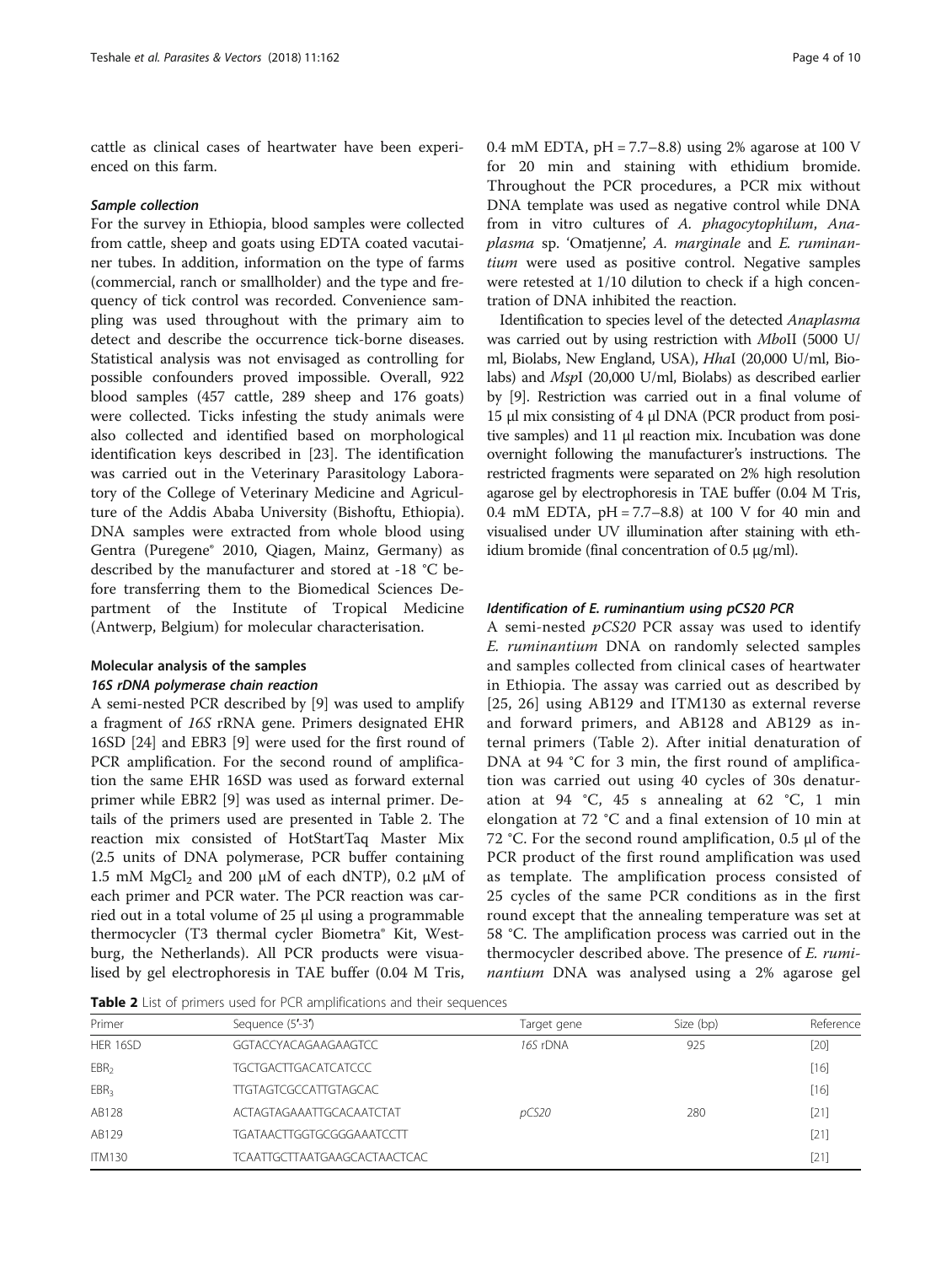cattle as clinical cases of heartwater have been experienced on this farm.

#### *Sample collection*

For the survey in Ethiopia, blood samples were collected from cattle, sheep and goats using EDTA coated vacutainer tubes. In addition, information on the type of farms (commercial, ranch or smallholder) and the type and frequency of tick control was recorded. Convenience sampling was used throughout with the primary aim to detect and describe the occurrence tick-borne diseases. Statistical analysis was not envisaged as controlling for possible confounders proved impossible. Overall, 922 blood samples (457 cattle, 289 sheep and 176 goats) were collected. Ticks infesting the study animals were also collected and identified based on morphological identification keys described in [23]. The identification was carried out in the Veterinary Parasitology Laboratory of the College of Veterinary Medicine and Agriculture of the Addis Ababa University (Bishoftu, Ethiopia). DNA samples were extracted from whole blood using Gentra (Puregene® 2010, Qiagen, Mainz, Germany) as described by the manufacturer and stored at -18 °C before transferring them to the Biomedical Sciences Department of the Institute of Tropical Medicine (Antwerp, Belgium) for molecular characterisation.

### Molecular analysis of the samples

#### *16S rDNA polymerase chain reaction*

A semi-nested PCR described by [9] was used to amplify a fragment of *16S* rRNA gene. Primers designated EHR 16SD [24] and EBR3 [9] were used for the first round of PCR amplification. For the second round of amplification the same EHR 16SD was used as forward external primer while EBR2 [9] was used as internal primer. Details of the primers used are presented in Table 2. The reaction mix consisted of HotStartTaq Master Mix (2.5 units of DNA polymerase, PCR buffer containing 1.5 mM $MgCl_2$ and 200 μM of each dNTP), 0.2 μM of each primer and PCR water. The PCR reaction was carried out in a total volume of 25 μl using a programmable thermocycler (T3 thermal cycler Biometra® Kit, Westburg, the Netherlands). All PCR products were visualised by gel electrophoresis in TAE buffer (0.04 M Tris, 0.4 mM EDTA, pH = 7.7–8.8) using 2% agarose at 100 V for 20 min and staining with ethidium bromide. Throughout the PCR procedures, a PCR mix without DNA template was used as negative control while DNA from in vitro cultures of *A. phagocytophilum*, *Anaplasma* sp. 'Omatjenne', *A. marginale* and *E. ruminantium* were used as positive control. Negative samples were retested at 1/10 dilution to check if a high concentration of DNA inhibited the reaction.

Identification to species level of the detected *Anaplasma* was carried out by using restriction with *Mbo*II (5000 U/ml, Biolabs, New England, USA), *Hha*I (20,000 U/ml, Biolabs) and *Msp*I (20,000 U/ml, Biolabs) as described earlier by [9]. Restriction was carried out in a final volume of 15 μl mix consisting of 4 μl DNA (PCR product from positive samples) and 11 μl reaction mix. Incubation was done overnight following the manufacturer's instructions. The restricted fragments were separated on 2% high resolution agarose gel by electrophoresis in TAE buffer (0.04 M Tris, 0.4 mM EDTA, pH = 7.7–8.8) at 100 V for 40 min and visualised under UV illumination after staining with ethidium bromide (final concentration of 0.5 μg/ml).

#### *Identification of E. ruminantium using pCS20 PCR*

A semi-nested *pCS20* PCR assay was used to identify *E. ruminantium* DNA on randomly selected samples and samples collected from clinical cases of heartwater in Ethiopia. The assay was carried out as described by [25, 26] using AB129 and ITM130 as external reverse and forward primers, and AB128 and AB129 as internal primers (Table 2). After initial denaturation of DNA at 94 °C for 3 min, the first round of amplification was carried out using 40 cycles of 30s denaturation at 94 °C, 45 s annealing at 62 °C, 1 min elongation at 72 °C and a final extension of 10 min at 72 °C. For the second round amplification, 0.5 μl of the PCR product of the first round amplification was used as template. The amplification process consisted of 25 cycles of the same PCR conditions as in the first round except that the annealing temperature was set at 58 °C. The amplification process was carried out in the thermocycler described above. The presence of *E. ruminantium* DNA was analysed using a 2% agarose gel

**Table 2** List of primers used for PCR amplifications and their sequences

| Primer | Sequence (5'-3') | Target gene | Size (bp) | Reference |
|---|---|---|---|---|
| HER 16SD | GGTACCYACAGAAGAAGTCC | *16S* rDNA | 925 | [20] |
| $EBR_2$ | TGCTGACTTGACATCATCCC | | | [16] |
| $EBR_3$ | TTGTAGTCGCCATTGTAGCAC | | | [16] |
| AB128 | ACTAGTAGAAATTGCACAATCTAT | *pCS20* | 280 | [21] |
| AB129 | TGATAACTTGGTGCGGGAAATCCTT | | | [21] |
| ITM130 | TCAATTGCTTAATGAAGCACTAACTCAC | | | [21] |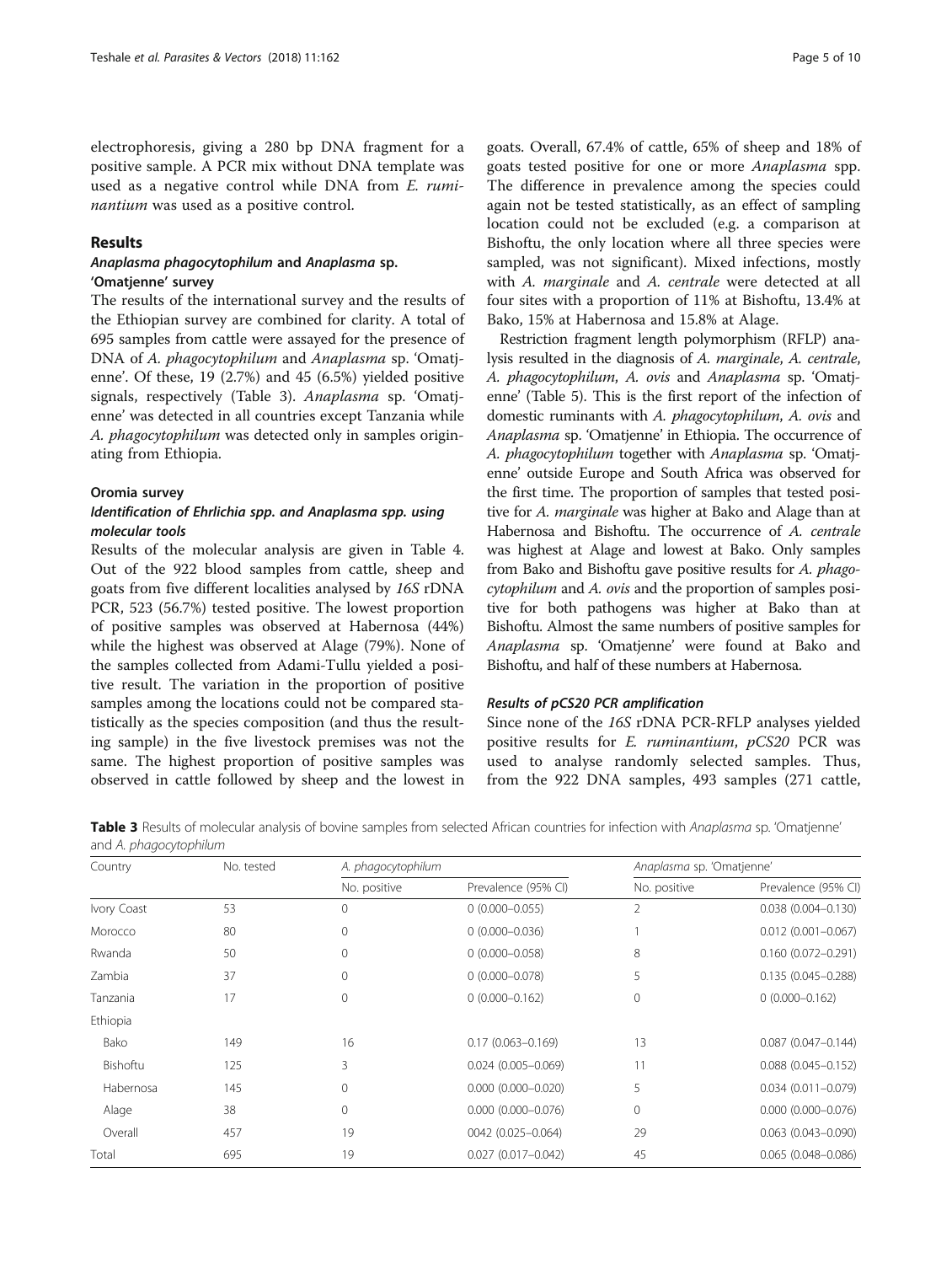electrophoresis, giving a 280 bp DNA fragment for a positive sample. A PCR mix without DNA template was used as a negative control while DNA from *E. ruminantium* was used as a positive control.

## Results

### *Anaplasma phagocytophilum* and *Anaplasma* sp. 'Omatjenne' survey

The results of the international survey and the results of the Ethiopian survey are combined for clarity. A total of 695 samples from cattle were assayed for the presence of DNA of *A. phagocytophilum* and *Anaplasma* sp. 'Omatjenne'. Of these, 19 (2.7%) and 45 (6.5%) yielded positive signals, respectively (Table 3). *Anaplasma* sp. 'Omatjenne' was detected in all countries except Tanzania while *A. phagocytophilum* was detected only in samples originating from Ethiopia.

### Oromia survey

#### *Identification of Ehrlichia spp. and Anaplasma spp. using molecular tools*

Results of the molecular analysis are given in Table 4. Out of the 922 blood samples from cattle, sheep and goats from five different localities analysed by *16S* rDNA PCR, 523 (56.7%) tested positive. The lowest proportion of positive samples was observed at Habernosa (44%) while the highest was observed at Alage (79%). None of the samples collected from Adami-Tullu yielded a positive result. The variation in the proportion of positive samples among the locations could not be compared statistically as the species composition (and thus the resulting sample) in the five livestock premises was not the same. The highest proportion of positive samples was observed in cattle followed by sheep and the lowest in goats. Overall, 67.4% of cattle, 65% of sheep and 18% of goats tested positive for one or more *Anaplasma* spp. The difference in prevalence among the species could again not be tested statistically, as an effect of sampling location could not be excluded (e.g. a comparison at Bishoftu, the only location where all three species were sampled, was not significant). Mixed infections, mostly with *A. marginale* and *A. centrale* were detected at all four sites with a proportion of 11% at Bishoftu, 13.4% at Bako, 15% at Habernosa and 15.8% at Alage.

Restriction fragment length polymorphism (RFLP) analysis resulted in the diagnosis of *A. marginale*, *A. centrale*, *A. phagocytophilum*, *A. ovis* and *Anaplasma* sp. 'Omatjenne' (Table 5). This is the first report of the infection of domestic ruminants with *A. phagocytophilum*, *A. ovis* and *Anaplasma* sp. 'Omatjenne' in Ethiopia. The occurrence of *A. phagocytophilum* together with *Anaplasma* sp. 'Omatjenne' outside Europe and South Africa was observed for the first time. The proportion of samples that tested positive for *A. marginale* was higher at Bako and Alage than at Habernosa and Bishoftu. The occurrence of *A. centrale* was highest at Alage and lowest at Bako. Only samples from Bako and Bishoftu gave positive results for *A. phagocytophilum* and *A. ovis* and the proportion of samples positive for both pathogens was higher at Bako than at Bishoftu. Almost the same numbers of positive samples for *Anaplasma* sp. 'Omatjenne' were found at Bako and Bishoftu, and half of these numbers at Habernosa.

#### *Results of pCS20 PCR amplification*

Since none of the *16S* rDNA PCR-RFLP analyses yielded positive results for *E. ruminantium*, *pCS20* PCR was used to analyse randomly selected samples. Thus, from the 922 DNA samples, 493 samples (271 cattle,

**Table 3** Results of molecular analysis of bovine samples from selected African countries for infection with *Anaplasma* sp. 'Omatjenne' and *A. phagocytophilum*

| Country | No. tested | *A. phagocytophilum* | | *Anaplasma* sp. 'Omatjenne' | |
|---|---|---|---|---|---|
| | | No. positive | Prevalence (95% CI) | No. positive | Prevalence (95% CI) |
| Ivory Coast | 53 | 0 | 0 (0.000–0.055) | 2 | 0.038 (0.004–0.130) |
| Morocco | 80 | 0 | 0 (0.000–0.036) | 1 | 0.012 (0.001–0.067) |
| Rwanda | 50 | 0 | 0 (0.000–0.058) | 8 | 0.160 (0.072–0.291) |
| Zambia | 37 | 0 | 0 (0.000–0.078) | 5 | 0.135 (0.045–0.288) |
| Tanzania | 17 | 0 | 0 (0.000–0.162) | 0 | 0 (0.000–0.162) |
| Ethiopia | | | | | |
| Bako | 149 | 16 | 0.17 (0.063–0.169) | 13 | 0.087 (0.047–0.144) |
| Bishoftu | 125 | 3 | 0.024 (0.005–0.069) | 11 | 0.088 (0.045–0.152) |
| Habernosa | 145 | 0 | 0.000 (0.000–0.020) | 5 | 0.034 (0.011–0.079) |
| Alage | 38 | 0 | 0.000 (0.000–0.076) | 0 | 0.000 (0.000–0.076) |
| Overall | 457 | 19 | 0042 (0.025–0.064) | 29 | 0.063 (0.043–0.090) |
| Total | 695 | 19 | 0.027 (0.017–0.042) | 45 | 0.065 (0.048–0.086) |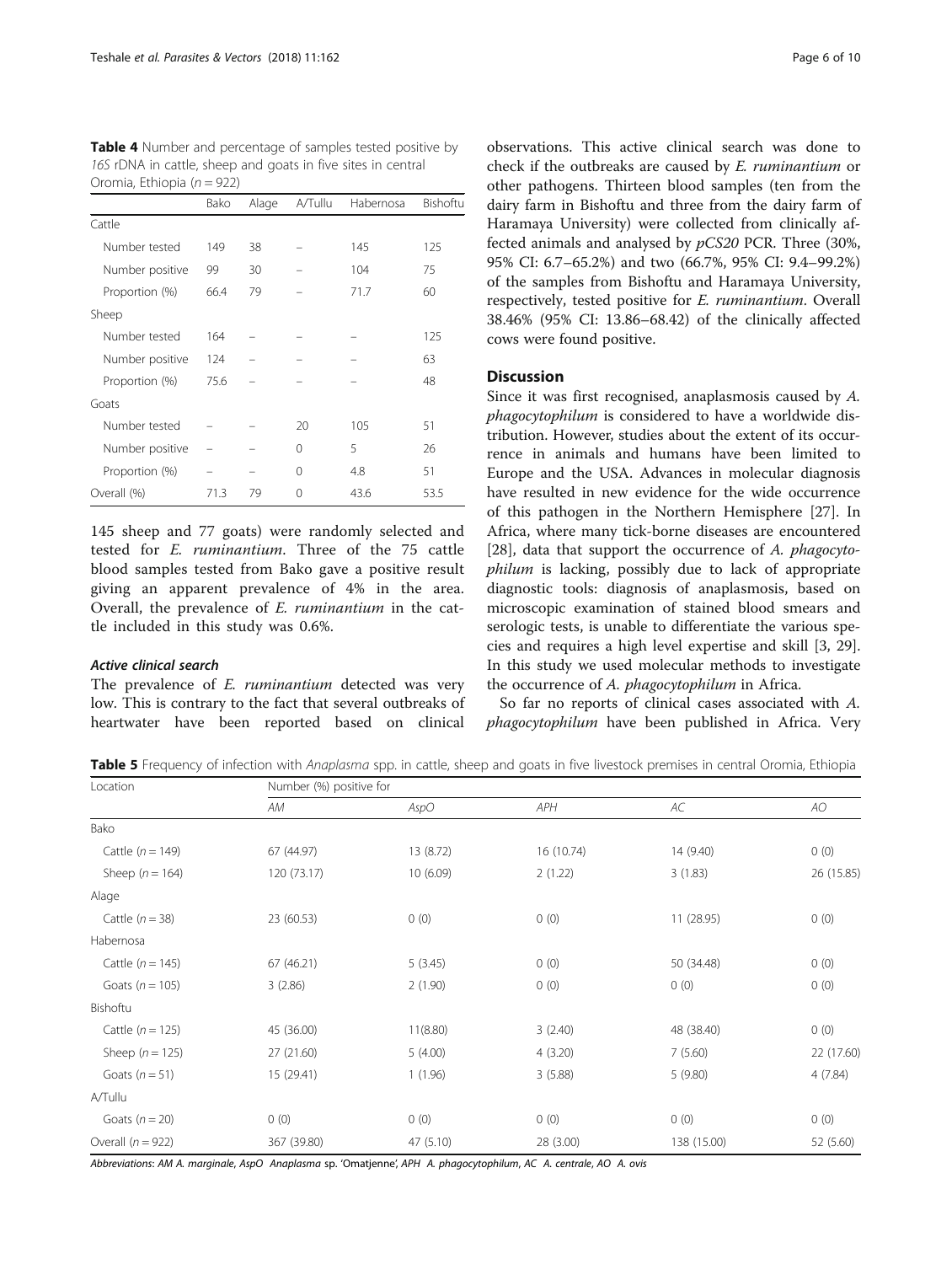**Table 4** Number and percentage of samples tested positive by *16S* rDNA in cattle, sheep and goats in five sites in central Oromia, Ethiopia ($n = 922$)

| | Bako | Alage | A/Tullu | Habernosa | Bishoftu |
|---|---|---|---|---|---|
| Cattle | | | | | |
| Number tested | 149 | 38 | – | 145 | 125 |
| Number positive | 99 | 30 | – | 104 | 75 |
| Proportion (%) | 66.4 | 79 | – | 71.7 | 60 |
| Sheep | | | | | |
| Number tested | 164 | – | – | – | 125 |
| Number positive | 124 | – | – | – | 63 |
| Proportion (%) | 75.6 | – | – | – | 48 |
| Goats | | | | | |
| Number tested | – | – | 20 | 105 | 51 |
| Number positive | – | – | 0 | 5 | 26 |
| Proportion (%) | – | – | 0 | 4.8 | 51 |
| Overall (%) | 71.3 | 79 | 0 | 43.6 | 53.5 |

145 sheep and 77 goats) were randomly selected and tested for *E. ruminantium*. Three of the 75 cattle blood samples tested from Bako gave a positive result giving an apparent prevalence of 4% in the area. Overall, the prevalence of *E. ruminantium* in the cattle included in this study was 0.6%.

#### *Active clinical search*

The prevalence of *E. ruminantium* detected was very low. This is contrary to the fact that several outbreaks of heartwater have been reported based on clinical observations. This active clinical search was done to check if the outbreaks are caused by *E. ruminantium* or other pathogens. Thirteen blood samples (ten from the dairy farm in Bishoftu and three from the dairy farm of Haramaya University) were collected from clinically affected animals and analysed by *pCS20* PCR. Three (30%, 95% CI: 6.7–65.2%) and two (66.7%, 95% CI: 9.4–99.2%) of the samples from Bishoftu and Haramaya University, respectively, tested positive for *E. ruminantium*. Overall 38.46% (95% CI: 13.86–68.42) of the clinically affected cows were found positive.

## Discussion

Since it was first recognised, anaplasmosis caused by *A. phagocytophilum* is considered to have a worldwide distribution. However, studies about the extent of its occurrence in animals and humans have been limited to Europe and the USA. Advances in molecular diagnosis have resulted in new evidence for the wide occurrence of this pathogen in the Northern Hemisphere [27]. In Africa, where many tick-borne diseases are encountered [28], data that support the occurrence of *A. phagocytophilum* is lacking, possibly due to lack of appropriate diagnostic tools: diagnosis of anaplasmosis, based on microscopic examination of stained blood smears and serologic tests, is unable to differentiate the various species and requires a high level expertise and skill [3, 29]. In this study we used molecular methods to investigate the occurrence of *A. phagocytophilum* in Africa.

So far no reports of clinical cases associated with *A. phagocytophilum* have been published in Africa. Very

**Table 5** Frequency of infection with *Anaplasma* spp. in cattle, sheep and goats in five livestock premises in central Oromia, Ethiopia

| Location | Number (%) positive for | | | | |
|---|---|---|---|---|---|
| | *AM* | *AspO* | *APH* | *AC* | *AO* |
| Bako | | | | | |
| Cattle ($n = 149$) | 67 (44.97) | 13 (8.72) | 16 (10.74) | 14 (9.40) | 0 (0) |
| Sheep ($n = 164$) | 120 (73.17) | 10 (6.09) | 2 (1.22) | 3 (1.83) | 26 (15.85) |
| Alage | | | | | |
| Cattle ($n = 38$) | 23 (60.53) | 0 (0) | 0 (0) | 11 (28.95) | 0 (0) |
| Habernosa | | | | | |
| Cattle ($n = 145$) | 67 (46.21) | 5 (3.45) | 0 (0) | 50 (34.48) | 0 (0) |
| Goats ($n = 105$) | 3 (2.86) | 2 (1.90) | 0 (0) | 0 (0) | 0 (0) |
| Bishoftu | | | | | |
| Cattle ($n = 125$) | 45 (36.00) | 11(8.80) | 3 (2.40) | 48 (38.40) | 0 (0) |
| Sheep ($n = 125$) | 27 (21.60) | 5 (4.00) | 4 (3.20) | 7 (5.60) | 22 (17.60) |
| Goats ($n = 51$) | 15 (29.41) | 1 (1.96) | 3 (5.88) | 5 (9.80) | 4 (7.84) |
| A/Tullu | | | | | |
| Goats ($n = 20$) | 0 (0) | 0 (0) | 0 (0) | 0 (0) | 0 (0) |
| Overall ($n = 922$) | 367 (39.80) | 47 (5.10) | 28 (3.00) | 138 (15.00) | 52 (5.60) |

*Abbreviations*: *AM A. marginale*, *AspO Anaplasma* sp. 'Omatjenne', *APH A. phagocytophilum*, *AC A. centrale*, *AO A. ovis*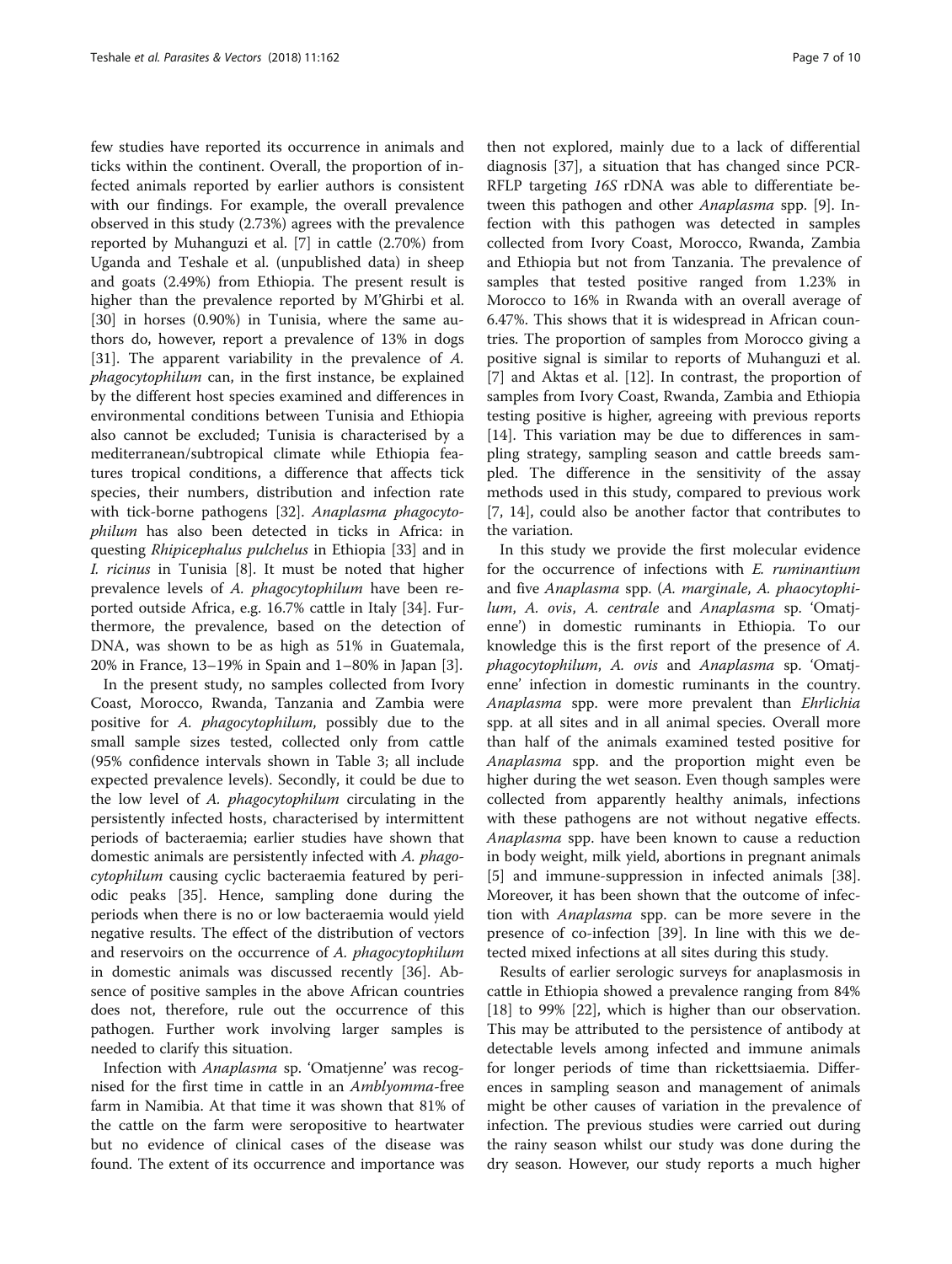few studies have reported its occurrence in animals and ticks within the continent. Overall, the proportion of infected animals reported by earlier authors is consistent with our findings. For example, the overall prevalence observed in this study (2.73%) agrees with the prevalence reported by Muhanguzi et al. [7] in cattle (2.70%) from Uganda and Teshale et al. (unpublished data) in sheep and goats (2.49%) from Ethiopia. The present result is higher than the prevalence reported by M'Ghirbi et al. [30] in horses (0.90%) in Tunisia, where the same authors do, however, report a prevalence of 13% in dogs [31]. The apparent variability in the prevalence of *A. phagocytophilum* can, in the first instance, be explained by the different host species examined and differences in environmental conditions between Tunisia and Ethiopia also cannot be excluded; Tunisia is characterised by a mediterranean/subtropical climate while Ethiopia features tropical conditions, a difference that affects tick species, their numbers, distribution and infection rate with tick-borne pathogens [32]. *Anaplasma phagocytophilum* has also been detected in ticks in Africa: in questing *Rhipicephalus pulchelus* in Ethiopia [33] and in *I. ricinus* in Tunisia [8]. It must be noted that higher prevalence levels of *A. phagocytophilum* have been reported outside Africa, e.g. 16.7% cattle in Italy [34]. Furthermore, the prevalence, based on the detection of DNA, was shown to be as high as 51% in Guatemala, 20% in France, 13–19% in Spain and 1–80% in Japan [3].

In the present study, no samples collected from Ivory Coast, Morocco, Rwanda, Tanzania and Zambia were positive for *A. phagocytophilum*, possibly due to the small sample sizes tested, collected only from cattle (95% confidence intervals shown in Table 3; all include expected prevalence levels). Secondly, it could be due to the low level of *A. phagocytophilum* circulating in the persistently infected hosts, characterised by intermittent periods of bacteraemia; earlier studies have shown that domestic animals are persistently infected with *A. phagocytophilum* causing cyclic bacteraemia featured by periodic peaks [35]. Hence, sampling done during the periods when there is no or low bacteraemia would yield negative results. The effect of the distribution of vectors and reservoirs on the occurrence of *A. phagocytophilum* in domestic animals was discussed recently [36]. Absence of positive samples in the above African countries does not, therefore, rule out the occurrence of this pathogen. Further work involving larger samples is needed to clarify this situation.

Infection with *Anaplasma* sp. 'Omatjenne' was recognised for the first time in cattle in an *Amblyomma*-free farm in Namibia. At that time it was shown that 81% of the cattle on the farm were seropositive to heartwater but no evidence of clinical cases of the disease was found. The extent of its occurrence and importance was then not explored, mainly due to a lack of differential diagnosis [37], a situation that has changed since PCR-RFLP targeting *16S* rDNA was able to differentiate between this pathogen and other *Anaplasma* spp. [9]. Infection with this pathogen was detected in samples collected from Ivory Coast, Morocco, Rwanda, Zambia and Ethiopia but not from Tanzania. The prevalence of samples that tested positive ranged from 1.23% in Morocco to 16% in Rwanda with an overall average of 6.47%. This shows that it is widespread in African countries. The proportion of samples from Morocco giving a positive signal is similar to reports of Muhanguzi et al. [7] and Aktas et al. [12]. In contrast, the proportion of samples from Ivory Coast, Rwanda, Zambia and Ethiopia testing positive is higher, agreeing with previous reports [14]. This variation may be due to differences in sampling strategy, sampling season and cattle breeds sampled. The difference in the sensitivity of the assay methods used in this study, compared to previous work [7, 14], could also be another factor that contributes to the variation.

In this study we provide the first molecular evidence for the occurrence of infections with *E. ruminantium* and five *Anaplasma* spp. (*A. marginale*, *A. phaocytophilum*, *A. ovis*, *A. centrale* and *Anaplasma* sp. 'Omatjenne') in domestic ruminants in Ethiopia. To our knowledge this is the first report of the presence of *A. phagocytophilum*, *A. ovis* and *Anaplasma* sp. 'Omatjenne' infection in domestic ruminants in the country. *Anaplasma* spp. were more prevalent than *Ehrlichia* spp. at all sites and in all animal species. Overall more than half of the animals examined tested positive for *Anaplasma* spp. and the proportion might even be higher during the wet season. Even though samples were collected from apparently healthy animals, infections with these pathogens are not without negative effects. *Anaplasma* spp. have been known to cause a reduction in body weight, milk yield, abortions in pregnant animals [5] and immune-suppression in infected animals [38]. Moreover, it has been shown that the outcome of infection with *Anaplasma* spp. can be more severe in the presence of co-infection [39]. In line with this we detected mixed infections at all sites during this study.

Results of earlier serologic surveys for anaplasmosis in cattle in Ethiopia showed a prevalence ranging from 84% [18] to 99% [22], which is higher than our observation. This may be attributed to the persistence of antibody at detectable levels among infected and immune animals for longer periods of time than rickettsiaemia. Differences in sampling season and management of animals might be other causes of variation in the prevalence of infection. The previous studies were carried out during the rainy season whilst our study was done during the dry season. However, our study reports a much higher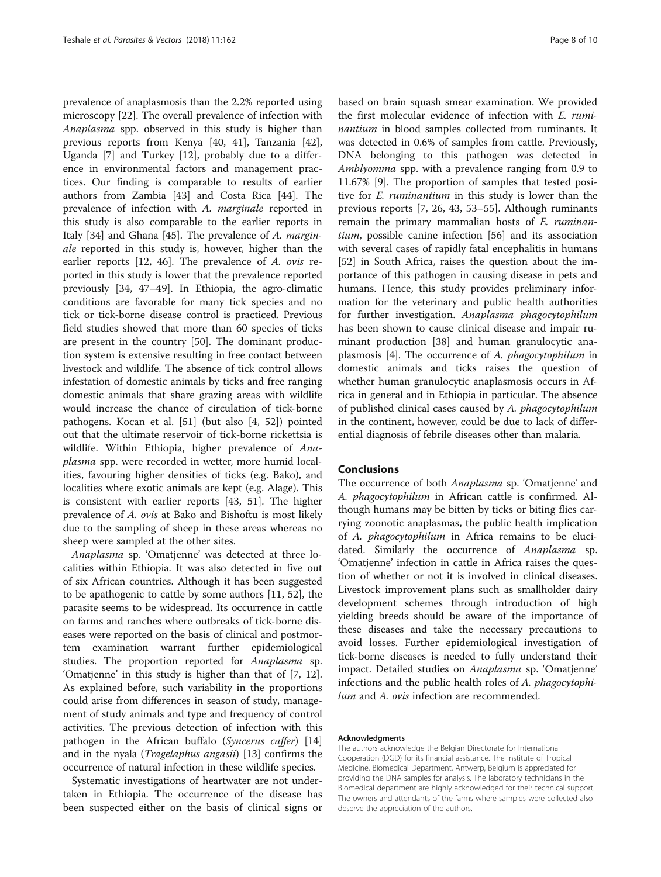prevalence of anaplasmosis than the 2.2% reported using microscopy [22]. The overall prevalence of infection with *Anaplasma* spp. observed in this study is higher than previous reports from Kenya [40, 41], Tanzania [42], Uganda [7] and Turkey [12], probably due to a difference in environmental factors and management practices. Our finding is comparable to results of earlier authors from Zambia [43] and Costa Rica [44]. The prevalence of infection with *A. marginale* reported in this study is also comparable to the earlier reports in Italy [34] and Ghana [45]. The prevalence of *A. marginale* reported in this study is, however, higher than the earlier reports [12, 46]. The prevalence of *A. ovis* reported in this study is lower that the prevalence reported previously [34, 47–49]. In Ethiopia, the agro-climatic conditions are favorable for many tick species and no tick or tick-borne disease control is practiced. Previous field studies showed that more than 60 species of ticks are present in the country [50]. The dominant production system is extensive resulting in free contact between livestock and wildlife. The absence of tick control allows infestation of domestic animals by ticks and free ranging domestic animals that share grazing areas with wildlife would increase the chance of circulation of tick-borne pathogens. Kocan et al. [51] (but also [4, 52]) pointed out that the ultimate reservoir of tick-borne rickettsia is wildlife. Within Ethiopia, higher prevalence of *Anaplasma* spp. were recorded in wetter, more humid localities, favouring higher densities of ticks (e.g. Bako), and localities where exotic animals are kept (e.g. Alage). This is consistent with earlier reports [43, 51]. The higher prevalence of *A. ovis* at Bako and Bishoftu is most likely due to the sampling of sheep in these areas whereas no sheep were sampled at the other sites.

*Anaplasma* sp. 'Omatjenne' was detected at three localities within Ethiopia. It was also detected in five out of six African countries. Although it has been suggested to be apathogenic to cattle by some authors [11, 52], the parasite seems to be widespread. Its occurrence in cattle on farms and ranches where outbreaks of tick-borne diseases were reported on the basis of clinical and postmortem examination warrant further epidemiological studies. The proportion reported for *Anaplasma* sp. 'Omatjenne' in this study is higher than that of [7, 12]. As explained before, such variability in the proportions could arise from differences in season of study, management of study animals and type and frequency of control activities. The previous detection of infection with this pathogen in the African buffalo (*Syncerus caffer*) [14] and in the nyala (*Tragelaphus angasii*) [13] confirms the occurrence of natural infection in these wildlife species.

Systematic investigations of heartwater are not undertaken in Ethiopia. The occurrence of the disease has been suspected either on the basis of clinical signs or based on brain squash smear examination. We provided the first molecular evidence of infection with *E. ruminantium* in blood samples collected from ruminants. It was detected in 0.6% of samples from cattle. Previously, DNA belonging to this pathogen was detected in *Amblyomma* spp. with a prevalence ranging from 0.9 to 11.67% [9]. The proportion of samples that tested positive for *E. ruminantium* in this study is lower than the previous reports [7, 26, 43, 53–55]. Although ruminants remain the primary mammalian hosts of *E. ruminantium*, possible canine infection [56] and its association with several cases of rapidly fatal encephalitis in humans [52] in South Africa, raises the question about the importance of this pathogen in causing disease in pets and humans. Hence, this study provides preliminary information for the veterinary and public health authorities for further investigation. *Anaplasma phagocytophilum* has been shown to cause clinical disease and impair ruminant production [38] and human granulocytic anaplasmosis [4]. The occurrence of *A. phagocytophilum* in domestic animals and ticks raises the question of whether human granulocytic anaplasmosis occurs in Africa in general and in Ethiopia in particular. The absence of published clinical cases caused by *A. phagocytophilum* in the continent, however, could be due to lack of differential diagnosis of febrile diseases other than malaria.

## Conclusions

The occurrence of both *Anaplasma* sp. 'Omatjenne' and *A. phagocytophilum* in African cattle is confirmed. Although humans may be bitten by ticks or biting flies carrying zoonotic anaplasmas, the public health implication of *A. phagocytophilum* in Africa remains to be elucidated. Similarly the occurrence of *Anaplasma* sp. 'Omatjenne' infection in cattle in Africa raises the question of whether or not it is involved in clinical diseases. Livestock improvement plans such as smallholder dairy development schemes through introduction of high yielding breeds should be aware of the importance of these diseases and take the necessary precautions to avoid losses. Further epidemiological investigation of tick-borne diseases is needed to fully understand their impact. Detailed studies on *Anaplasma* sp. 'Omatjenne' infections and the public health roles of *A. phagocytophilum* and *A. ovis* infection are recommended.

#### Acknowledgments

The authors acknowledge the Belgian Directorate for International Cooperation (DGD) for its financial assistance. The Institute of Tropical Medicine, Biomedical Department, Antwerp, Belgium is appreciated for providing the DNA samples for analysis. The laboratory technicians in the Biomedical department are highly acknowledged for their technical support. The owners and attendants of the farms where samples were collected also deserve the appreciation of the authors.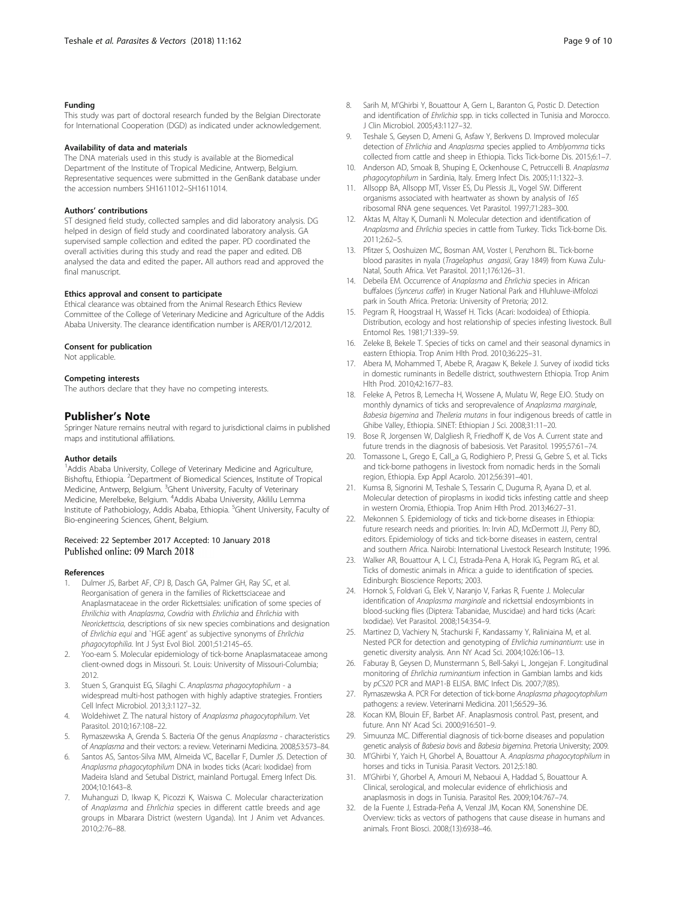#### Funding

This study was part of doctoral research funded by the Belgian Directorate for International Cooperation (DGD) as indicated under acknowledgement.

#### Availability of data and materials

The DNA materials used in this study is available at the Biomedical Department of the Institute of Tropical Medicine, Antwerp, Belgium. Representative sequences were submitted in the GenBank database under the accession numbers SH1611012–SH1611014.

#### Authors' contributions

ST designed field study, collected samples and did laboratory analysis. DG helped in design of field study and coordinated laboratory analysis. GA supervised sample collection and edited the paper. PD coordinated the overall activities during this study and read the paper and edited. DB analysed the data and edited the paper. All authors read and approved the final manuscript.

#### Ethics approval and consent to participate

Ethical clearance was obtained from the Animal Research Ethics Review Committee of the College of Veterinary Medicine and Agriculture of the Addis Ababa University. The clearance identification number is ARER/01/12/2012.

#### Consent for publication

Not applicable.

#### Competing interests

The authors declare that they have no competing interests.

## Publisher's Note

Springer Nature remains neutral with regard to jurisdictional claims in published maps and institutional affiliations.

#### Author details

[1]Addis Ababa University, College of Veterinary Medicine and Agriculture, Bishoftu, Ethiopia. [2]Department of Biomedical Sciences, Institute of Tropical Medicine, Antwerp, Belgium. [3]Ghent University, Faculty of Veterinary Medicine, Merelbeke, Belgium. [4]Addis Ababa University, Akililu Lemma Institute of Pathobiology, Addis Ababa, Ethiopia. [5]Ghent University, Faculty of Bio-engineering Sciences, Ghent, Belgium.

Received: 22 September 2017 Accepted: 10 January 2018
Published online: 09 March 2018

#### References

1. Dulmer JS, Barbet AF, CPJ B, Dasch GA, Palmer GH, Ray SC, et al. Reorganisation of genera in the families of Rickettsciaceae and Anaplasmataceae in the order Rickettsiales: unification of some species of *Ehrilichia* with *Anaplasma*, *Cowdria* with *Ehrlichia* and *Ehrlichia* with *Neorickettscia*, descriptions of six new species combinations and designation of *Ehrlichia equi* and `HGE agent' as subjective synonyms of *Ehrlichia phagocytophilia*. Int J Syst Evol Biol. 2001;51:2145–65.
2. Yoo-eam S. Molecular epidemiology of tick-borne Anaplasmataceae among client-owned dogs in Missouri. St. Louis: University of Missouri-Columbia; 2012.
3. Stuen S, Granquist EG, Silaghi C. *Anaplasma phagocytophilum* - a widespread multi-host pathogen with highly adaptive strategies. Frontiers Cell Infect Microbiol. 2013;3:1127–32.
4. Woldehiwet Z. The natural history of *Anaplasma phagocytophilum*. Vet Parasitol. 2010;167:108–22.
5. Rymaszewska A, Grenda S. Bacteria Of the genus *Anaplasma* - characteristics of *Anaplasma* and their vectors: a review. Veterinarni Medicina. 2008;53:573–84.
6. Santos AS, Santos-Silva MM, Almeida VC, Bacellar F, Dumler JS. Detection of *Anaplasma phagocytophilum* DNA in Ixodes ticks (Acari: Ixodidae) from Madeira Island and Setubal District, mainland Portugal. Emerg Infect Dis. 2004;10:1643–8.
7. Muhanguzi D, Ikwap K, Picozzi K, Waiswa C. Molecular characterization of *Anaplasma* and *Ehrlichia* species in different cattle breeds and age groups in Mbarara District (western Uganda). Int J Anim vet Advances. 2010;2:76–88.
8. Sarih M, M'Ghirbi Y, Bouattour A, Gern L, Baranton G, Postic D. Detection and identification of *Ehrlichia* spp. in ticks collected in Tunisia and Morocco. J Clin Microbiol. 2005;43:1127–32.
9. Teshale S, Geysen D, Ameni G, Asfaw Y, Berkvens D. Improved molecular detection of *Ehrlichia* and *Anaplasma* species applied to *Amblyomma* ticks collected from cattle and sheep in Ethiopia. Ticks Tick-borne Dis. 2015;6:1–7.
10. Anderson AD, Smoak B, Shuping E, Ockenhouse C, Petruccelli B. *Anaplasma phagocytophilum* in Sardinia, Italy. Emerg Infect Dis. 2005;11:1322–3.
11. Allsopp BA, Allsopp MT, Visser ES, Du Plessis JL, Vogel SW. Different organisms associated with heartwater as shown by analysis of *16S* ribosomal RNA gene sequences. Vet Parasitol. 1997;71:283–300.
12. Aktas M, Altay K, Dumanli N. Molecular detection and identification of *Anaplasma* and *Ehrlichia* species in cattle from Turkey. Ticks Tick-borne Dis. 2011;2:62–5.
13. Pfitzer S, Ooshuizen MC, Bosman AM, Voster I, Penzhorn BL. Tick-borne blood parasites in nyala (*Tragelaphus angasii*, Gray 1849) from Kuwa Zulu-Natal, South Africa. Vet Parasitol. 2011;176:126–31.
14. Debeila EM. Occurrence of *Anaplasma* and *Ehrlichia* species in African buffaloes (*Syncerus caffer*) in Kruger National Park and Hluhluwe-iMfolozi park in South Africa. Pretoria: University of Pretoria; 2012.
15. Pegram R, Hoogstraal H, Wassef H. Ticks (Acari: Ixodoidea) of Ethiopia. Distribution, ecology and host relationship of species infesting livestock. Bull Entomol Res. 1981;71:339–59.
16. Zeleke B, Bekele T. Species of ticks on camel and their seasonal dynamics in eastern Ethiopia. Trop Anim Hlth Prod. 2010;36:225–31.
17. Abera M, Mohammed T, Abebe R, Aragaw K, Bekele J. Survey of ixodid ticks in domestic ruminants in Bedelle district, southwestern Ethiopia. Trop Anim Hlth Prod. 2010;42:1677–83.
18. Feleke A, Petros B, Lemecha H, Wossene A, Mulatu W, Rege EJO. Study on monthly dynamics of ticks and seroprevalence of *Anaplasma marginale*, *Babesia bigemina* and *Theileria mutans* in four indigenous breeds of cattle in Ghibe Valley, Ethiopia. SINET: Ethiopian J Sci. 2008;31:11–20.
19. Bose R, Jorgensen W, Dalgliesh R, Friedhoff K, de Vos A. Current state and future trends in the diagnosis of babesiosis. Vet Parasitol. 1995;57:61–74.
20. Tomassone L, Grego E, Call_a G, Rodighiero P, Pressi G, Gebre S, et al. Ticks and tick-borne pathogens in livestock from nomadic herds in the Somali region, Ethiopia. Exp Appl Acarolo. 2012;56:391–401.
21. Kumsa B, Signorini M, Teshale S, Tessarin C, Duguma R, Ayana D, et al. Molecular detection of piroplasms in ixodid ticks infesting cattle and sheep in western Oromia, Ethiopia. Trop Anim Hlth Prod. 2013;46:27–31.
22. Mekonnen S. Epidemiology of ticks and tick-borne diseases in Ethiopia: future research needs and priorities. In: Irvin AD, McDermott JJ, Perry BD, editors. Epidemiology of ticks and tick-borne diseases in eastern, central and southern Africa. Nairobi: International Livestock Research Institute; 1996.
23. Walker AR, Bouattour A, L CJ, Estrada-Pena A, Horak IG, Pegram RG, et al. Ticks of domestic animals in Africa: a guide to identification of species. Edinburgh: Bioscience Reports; 2003.
24. Hornok S, Foldvari G, Elek V, Naranjo V, Farkas R, Fuente J. Molecular identification of *Anaplasma marginale* and rickettsial endosymbionts in blood-sucking flies (Diptera: Tabanidae, Muscidae) and hard ticks (Acari: Ixodidae). Vet Parasitol. 2008;154:354–9.
25. Martinez D, Vachiery N, Stachurski F, Kandassamy Y, Raliniaina M, et al. Nested PCR for detection and genotyping of *Ehrlichia ruminantium*: use in genetic diversity analysis. Ann NY Acad Sci. 2004;1026:106–13.
26. Faburay B, Geysen D, Munstermann S, Bell-Sakyi L, Jongejan F. Longitudinal monitoring of *Ehrlichia ruminantium* infection in Gambian lambs and kids by *pCS20* PCR and MAP1-B ELISA. BMC Infect Dis. 2007;7(85).
27. Rymaszewska A. PCR For detection of tick-borne *Anaplasma phagocytophilum* pathogens: a review. Veterinarni Medicina. 2011;56:529–36.
28. Kocan KM, Blouin EF, Barbet AF. Anaplasmosis control. Past, present, and future. Ann NY Acad Sci. 2000;916:501–9.
29. Simuunza MC. Differential diagnosis of tick-borne diseases and population genetic analysis of *Babesia bovis* and *Babesia bigemina*. Pretoria University; 2009.
30. M'Ghirbi Y, Yaich H, Ghorbel A, Bouattour A. *Anaplasma phagocytophilum* in horses and ticks in Tunisia. Parasit Vectors. 2012;5:180.
31. M'Ghirbi Y, Ghorbel A, Amouri M, Nebaoui A, Haddad S, Bouattour A. Clinical, serological, and molecular evidence of ehrlichiosis and anaplasmosis in dogs in Tunisia. Parasitol Res. 2009;104:767–74.
32. de la Fuente J, Estrada-Peña A, Venzal JM, Kocan KM, Sonenshine DE. Overview: ticks as vectors of pathogens that cause disease in humans and animals. Front Biosci. 2008;(13):6938–46.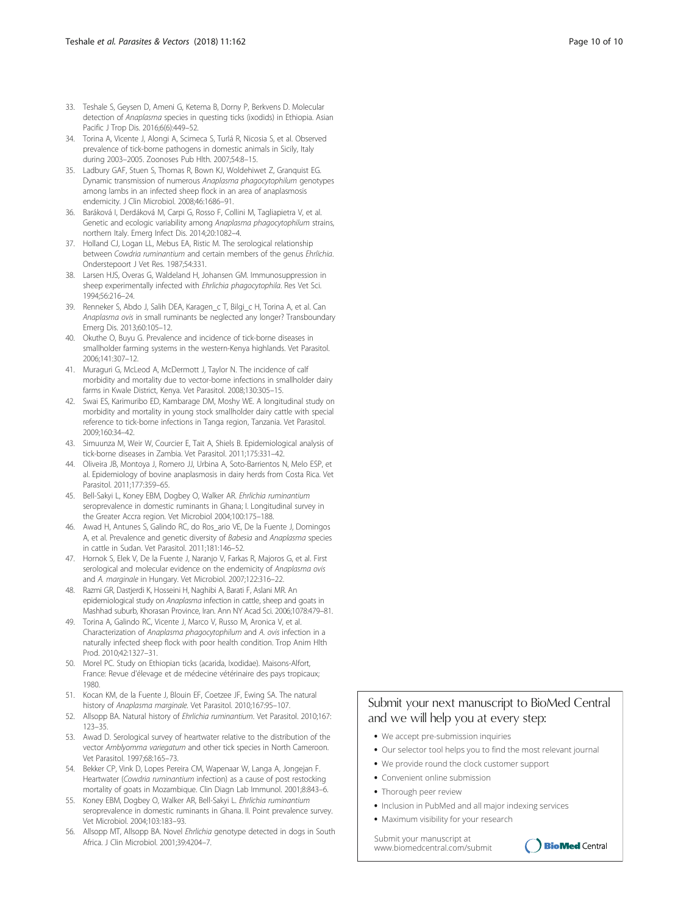33. Teshale S, Geysen D, Ameni G, Ketema B, Dorny P, Berkvens D. Molecular detection of *Anaplasma* species in questing ticks (ixodids) in Ethiopia. Asian Pacific J Trop Dis. 2016;6(6):449–52.
34. Torina A, Vicente J, Alongi A, Scimeca S, Turlá R, Nicosia S, et al. Observed prevalence of tick-borne pathogens in domestic animals in Sicily, Italy during 2003–2005. Zoonoses Pub Hlth. 2007;54:8–15.
35. Ladbury GAF, Stuen S, Thomas R, Bown KJ, Woldehiwet Z, Granquist EG. Dynamic transmission of numerous *Anaplasma phagocytophilum* genotypes among lambs in an infected sheep flock in an area of anaplasmosis endemicity. J Clin Microbiol. 2008;46:1686–91.
36. Baráková I, Derdáková M, Carpi G, Rosso F, Collini M, Tagliapietra V, et al. Genetic and ecologic variability among *Anaplasma phagocytophilum* strains, northern Italy. Emerg Infect Dis. 2014;20:1082–4.
37. Holland CJ, Logan LL, Mebus EA, Ristic M. The serological relationship between *Cowdria ruminantium* and certain members of the genus *Ehrlichia*. Onderstepoort J Vet Res. 1987;54:331.
38. Larsen HJS, Overas G, Waldeland H, Johansen GM. Immunosuppression in sheep experimentally infected with *Ehrlichia phagocytophila*. Res Vet Sci. 1994;56:216–24.
39. Renneker S, Abdo J, Salih DEA, Karagen_c T, Bilgi_c H, Torina A, et al. Can *Anaplasma ovis* in small ruminants be neglected any longer? Transboundary Emerg Dis. 2013;60:105–12.
40. Okuthe O, Buyu G. Prevalence and incidence of tick-borne diseases in smallholder farming systems in the western-Kenya highlands. Vet Parasitol. 2006;141:307–12.
41. Muraguri G, McLeod A, McDermott J, Taylor N. The incidence of calf morbidity and mortality due to vector-borne infections in smallholder dairy farms in Kwale District, Kenya. Vet Parasitol. 2008;130:305–15.
42. Swai ES, Karimuribo ED, Kambarage DM, Moshy WE. A longitudinal study on morbidity and mortality in young stock smallholder dairy cattle with special reference to tick-borne infections in Tanga region, Tanzania. Vet Parasitol. 2009;160:34–42.
43. Simuunza M, Weir W, Courcier E, Tait A, Shiels B. Epidemiological analysis of tick-borne diseases in Zambia. Vet Parasitol. 2011;175:331–42.
44. Oliveira JB, Montoya J, Romero JJ, Urbina A, Soto-Barrientos N, Melo ESP, et al. Epidemiology of bovine anaplasmosis in dairy herds from Costa Rica. Vet Parasitol. 2011;177:359–65.
45. Bell-Sakyi L, Koney EBM, Dogbey O, Walker AR. *Ehrlichia ruminantium* seroprevalence in domestic ruminants in Ghana; I. Longitudinal survey in the Greater Accra region. Vet Microbiol 2004;100:175–188.
46. Awad H, Antunes S, Galindo RC, do Ros_ario VE, De la Fuente J, Domingos A, et al. Prevalence and genetic diversity of *Babesia* and *Anaplasma* species in cattle in Sudan. Vet Parasitol. 2011;181:146–52.
47. Hornok S, Elek V, De la Fuente J, Naranjo V, Farkas R, Majoros G, et al. First serological and molecular evidence on the endemicity of *Anaplasma ovis* and *A. marginale* in Hungary. Vet Microbiol. 2007;122:316–22.
48. Razmi GR, Dastjerdi K, Hosseini H, Naghibi A, Barati F, Aslani MR. An epidemiological study on *Anaplasma* infection in cattle, sheep and goats in Mashhad suburb, Khorasan Province, Iran. Ann NY Acad Sci. 2006;1078:479–81.
49. Torina A, Galindo RC, Vicente J, Marco V, Russo M, Aronica V, et al. Characterization of *Anaplasma phagocytophilum* and *A. ovis* infection in a naturally infected sheep flock with poor health condition. Trop Anim Hlth Prod. 2010;42:1327–31.
50. Morel PC. Study on Ethiopian ticks (acarida, Ixodidae). Maisons-Alfort, France: Revue d'élevage et de médecine vétérinaire des pays tropicaux; 1980.
51. Kocan KM, de la Fuente J, Blouin EF, Coetzee JF, Ewing SA. The natural history of *Anaplasma marginale*. Vet Parasitol. 2010;167:95–107.
52. Allsopp BA. Natural history of *Ehrlichia ruminantium*. Vet Parasitol. 2010;167:123–35.
53. Awad D. Serological survey of heartwater relative to the distribution of the vector *Amblyomma variegatum* and other tick species in North Cameroon. Vet Parasitol. 1997;68:165–73.
54. Bekker CP, Vink D, Lopes Pereira CM, Wapenaar W, Langa A, Jongejan F. Heartwater (*Cowdria ruminantium* infection) as a cause of post restocking mortality of goats in Mozambique. Clin Diagn Lab Immunol. 2001;8:843–6.
55. Koney EBM, Dogbey O, Walker AR, Bell-Sakyi L. *Ehrlichia ruminantium* seroprevalence in domestic ruminants in Ghana. II. Point prevalence survey. Vet Microbiol. 2004;103:183–93.
56. Allsopp MT, Allsopp BA. Novel *Ehrlichia* genotype detected in dogs in South Africa. J Clin Microbiol. 2001;39:4204–7.

Submit your next manuscript to BioMed Central and we will help you at every step:

- We accept pre-submission inquiries
- Our selector tool helps you to find the most relevant journal
- We provide round the clock customer support
- Convenient online submission
- Thorough peer review
- Inclusion in PubMed and all major indexing services
- Maximum visibility for your research

Submit your manuscript at www.biomedcentral.com/submit

BioMed Central